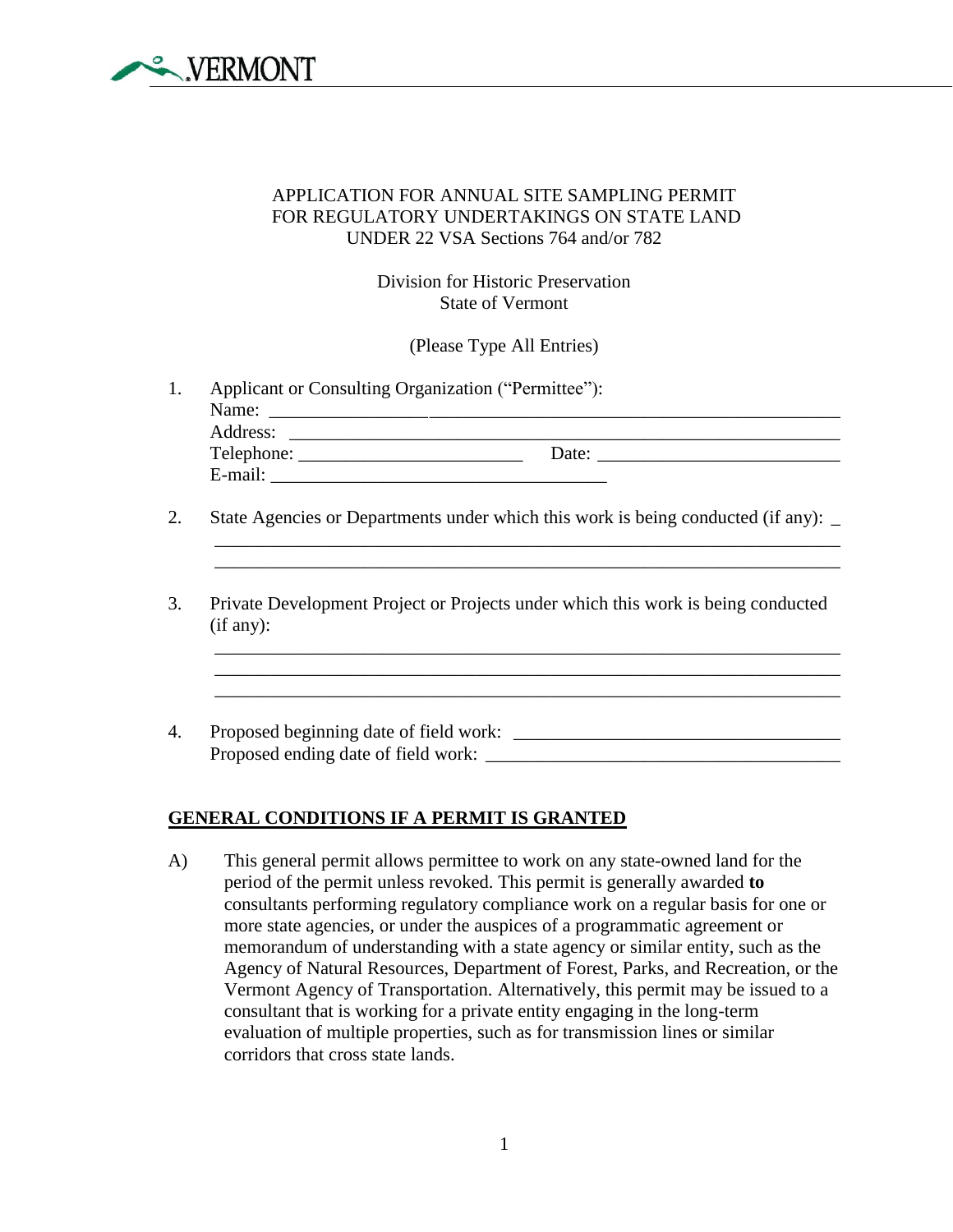VERMONT

APPLICATION FOR ANNUAL SITE SAMPLING PERMIT
FOR REGULATORY UNDERTAKINGS ON STATE LAND
UNDER 22 VSA Sections 764 and/or 782

Division for Historic Preservation
State of Vermont

(Please Type All Entries)

1. Applicant or Consulting Organization ("Permittee"):
   Name: ____________________________________________________________
   Address: __________________________________________________________
   Telephone: ________________________ Date: __________________________
   E-mail: ____________________________________

2. State Agencies or Departments under which this work is being conducted (if any): _
   ____________________________________________________________________
   ____________________________________________________________________

3. Private Development Project or Projects under which this work is being conducted (if any):
   ____________________________________________________________________
   ____________________________________________________________________
   ____________________________________________________________________

4. Proposed beginning date of field work: __________________________________
   Proposed ending date of field work: _____________________________________

**GENERAL CONDITIONS IF A PERMIT IS GRANTED**

A) This general permit allows permittee to work on any state-owned land for the period of the permit unless revoked. This permit is generally awarded **to** consultants performing regulatory compliance work on a regular basis for one or more state agencies, or under the auspices of a programmatic agreement or memorandum of understanding with a state agency or similar entity, such as the Agency of Natural Resources, Department of Forest, Parks, and Recreation, or the Vermont Agency of Transportation. Alternatively, this permit may be issued to a consultant that is working for a private entity engaging in the long-term evaluation of multiple properties, such as for transmission lines or similar corridors that cross state lands.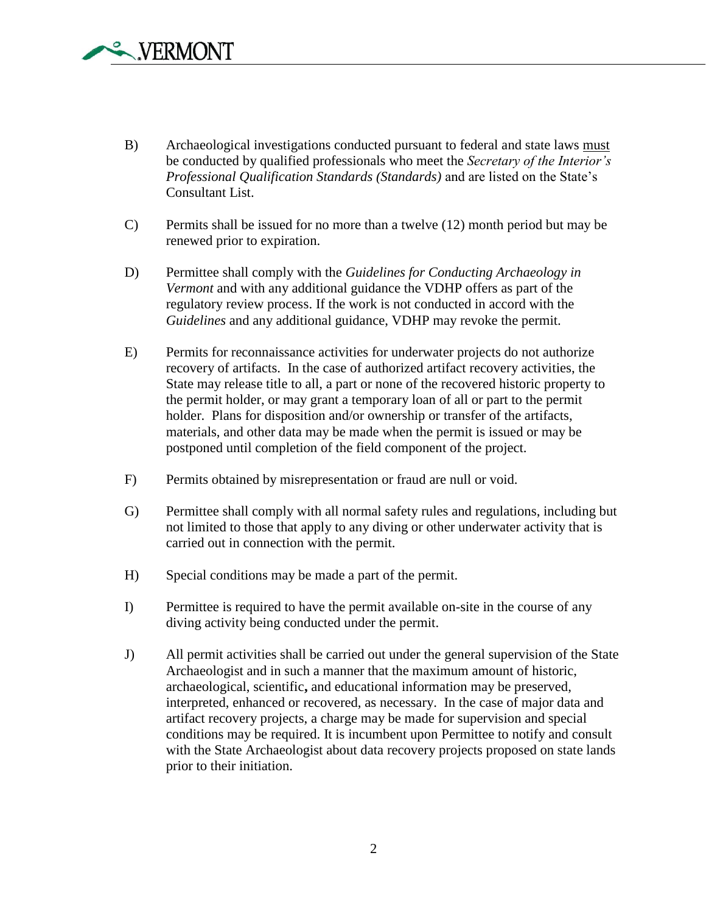B) Archaeological investigations conducted pursuant to federal and state laws <u>must</u> be conducted by qualified professionals who meet the *Secretary of the Interior's Professional Qualification Standards (Standards)* and are listed on the State's Consultant List.

C) Permits shall be issued for no more than a twelve (12) month period but may be renewed prior to expiration.

D) Permittee shall comply with the *Guidelines for Conducting Archaeology in Vermont* and with any additional guidance the VDHP offers as part of the regulatory review process. If the work is not conducted in accord with the *Guidelines* and any additional guidance, VDHP may revoke the permit.

E) Permits for reconnaissance activities for underwater projects do not authorize recovery of artifacts. In the case of authorized artifact recovery activities, the State may release title to all, a part or none of the recovered historic property to the permit holder, or may grant a temporary loan of all or part to the permit holder. Plans for disposition and/or ownership or transfer of the artifacts, materials, and other data may be made when the permit is issued or may be postponed until completion of the field component of the project.

F) Permits obtained by misrepresentation or fraud are null or void.

G) Permittee shall comply with all normal safety rules and regulations, including but not limited to those that apply to any diving or other underwater activity that is carried out in connection with the permit.

H) Special conditions may be made a part of the permit.

I) Permittee is required to have the permit available on-site in the course of any diving activity being conducted under the permit.

J) All permit activities shall be carried out under the general supervision of the State Archaeologist and in such a manner that the maximum amount of historic, archaeological, scientific, and educational information may be preserved, interpreted, enhanced or recovered, as necessary. In the case of major data and artifact recovery projects, a charge may be made for supervision and special conditions may be required. It is incumbent upon Permittee to notify and consult with the State Archaeologist about data recovery projects proposed on state lands prior to their initiation.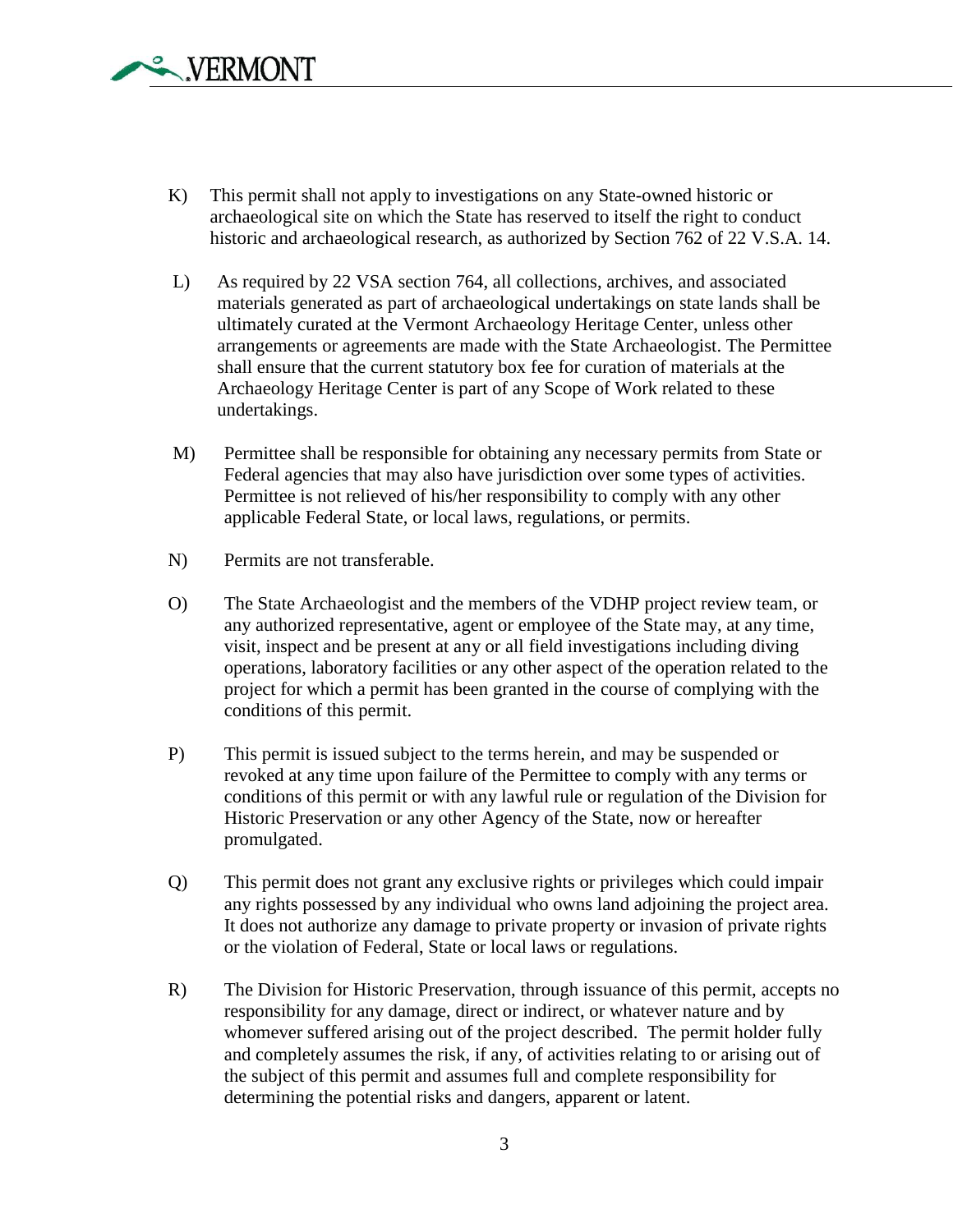K) This permit shall not apply to investigations on any State-owned historic or archaeological site on which the State has reserved to itself the right to conduct historic and archaeological research, as authorized by Section 762 of 22 V.S.A. 14.

L) As required by 22 VSA section 764, all collections, archives, and associated materials generated as part of archaeological undertakings on state lands shall be ultimately curated at the Vermont Archaeology Heritage Center, unless other arrangements or agreements are made with the State Archaeologist. The Permittee shall ensure that the current statutory box fee for curation of materials at the Archaeology Heritage Center is part of any Scope of Work related to these undertakings.

M) Permittee shall be responsible for obtaining any necessary permits from State or Federal agencies that may also have jurisdiction over some types of activities. Permittee is not relieved of his/her responsibility to comply with any other applicable Federal State, or local laws, regulations, or permits.

N) Permits are not transferable.

O) The State Archaeologist and the members of the VDHP project review team, or any authorized representative, agent or employee of the State may, at any time, visit, inspect and be present at any or all field investigations including diving operations, laboratory facilities or any other aspect of the operation related to the project for which a permit has been granted in the course of complying with the conditions of this permit.

P) This permit is issued subject to the terms herein, and may be suspended or revoked at any time upon failure of the Permittee to comply with any terms or conditions of this permit or with any lawful rule or regulation of the Division for Historic Preservation or any other Agency of the State, now or hereafter promulgated.

Q) This permit does not grant any exclusive rights or privileges which could impair any rights possessed by any individual who owns land adjoining the project area. It does not authorize any damage to private property or invasion of private rights or the violation of Federal, State or local laws or regulations.

R) The Division for Historic Preservation, through issuance of this permit, accepts no responsibility for any damage, direct or indirect, or whatever nature and by whomever suffered arising out of the project described. The permit holder fully and completely assumes the risk, if any, of activities relating to or arising out of the subject of this permit and assumes full and complete responsibility for determining the potential risks and dangers, apparent or latent.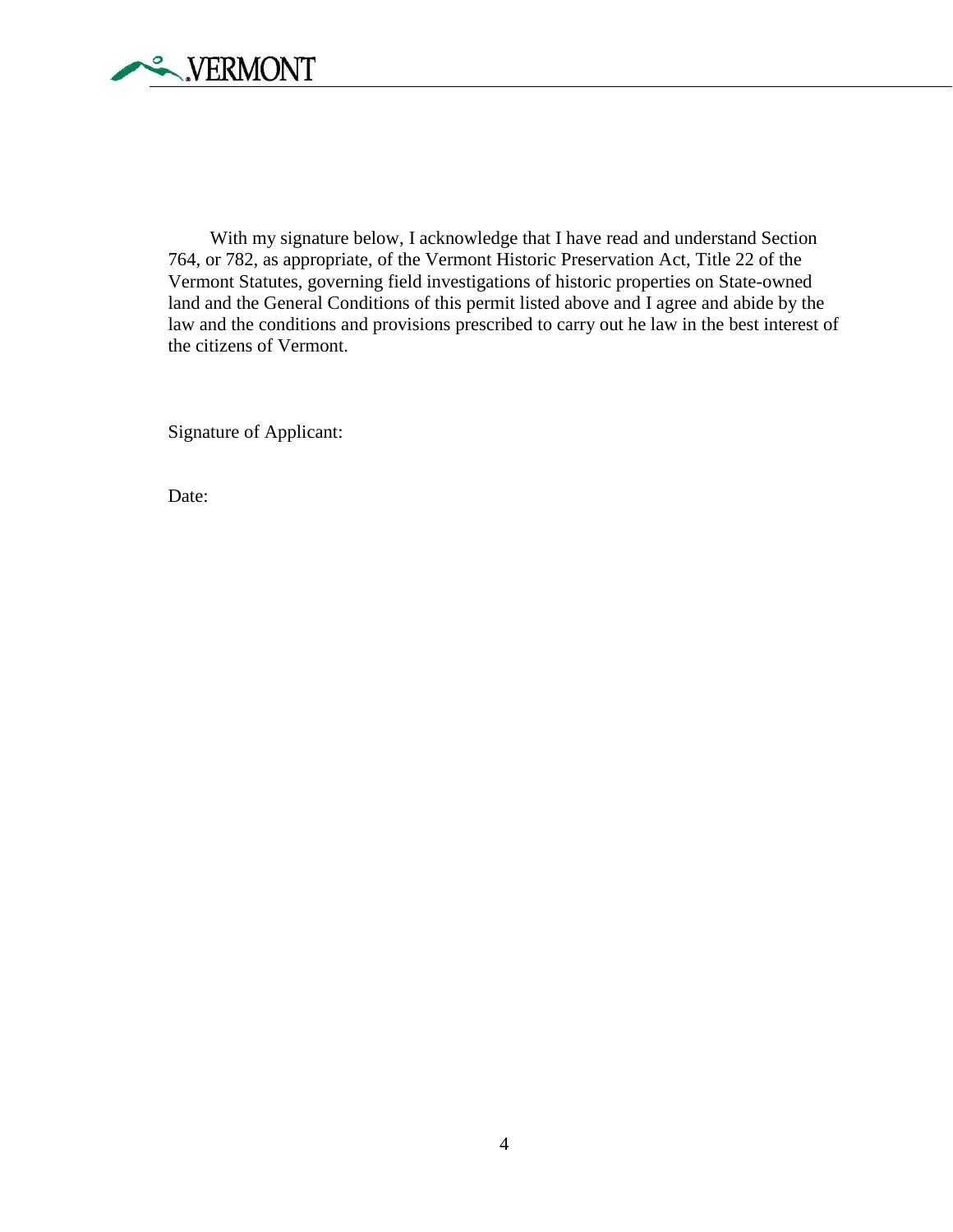With my signature below, I acknowledge that I have read and understand Section 764, or 782, as appropriate, of the Vermont Historic Preservation Act, Title 22 of the Vermont Statutes, governing field investigations of historic properties on State-owned land and the General Conditions of this permit listed above and I agree and abide by the law and the conditions and provisions prescribed to carry out he law in the best interest of the citizens of Vermont.

Signature of Applicant:

Date: